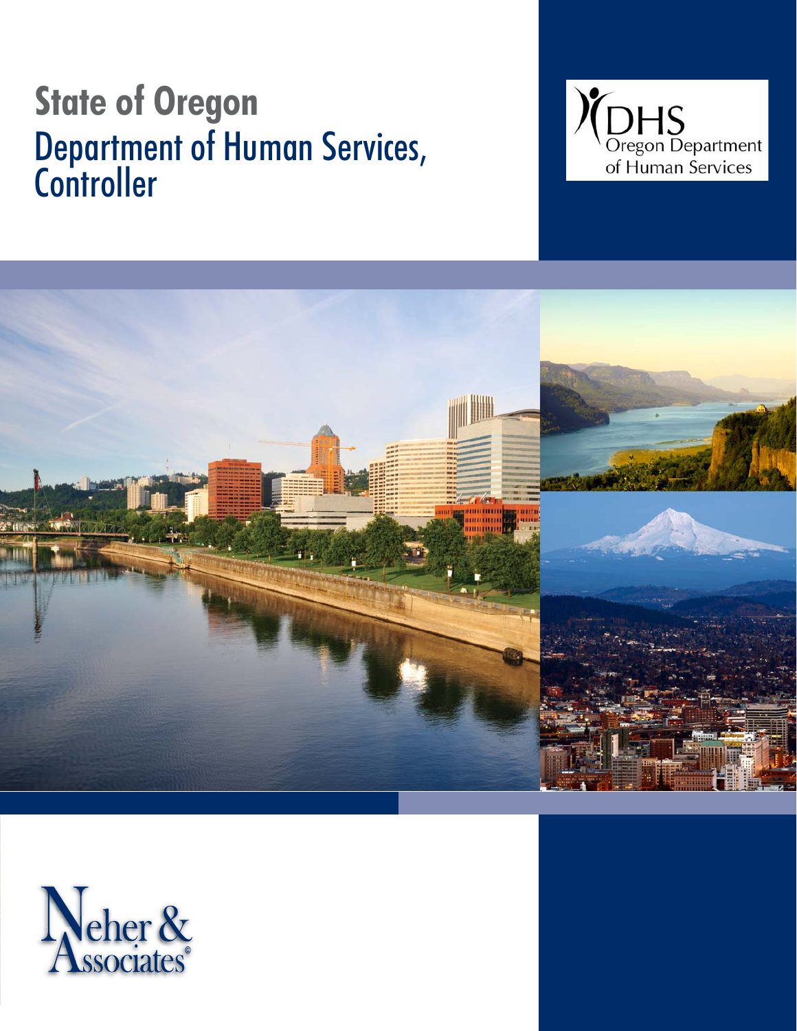# State of Oregon
## Department of Human Services, Controller

DHS
Oregon Department of Human Services

Neher & Associates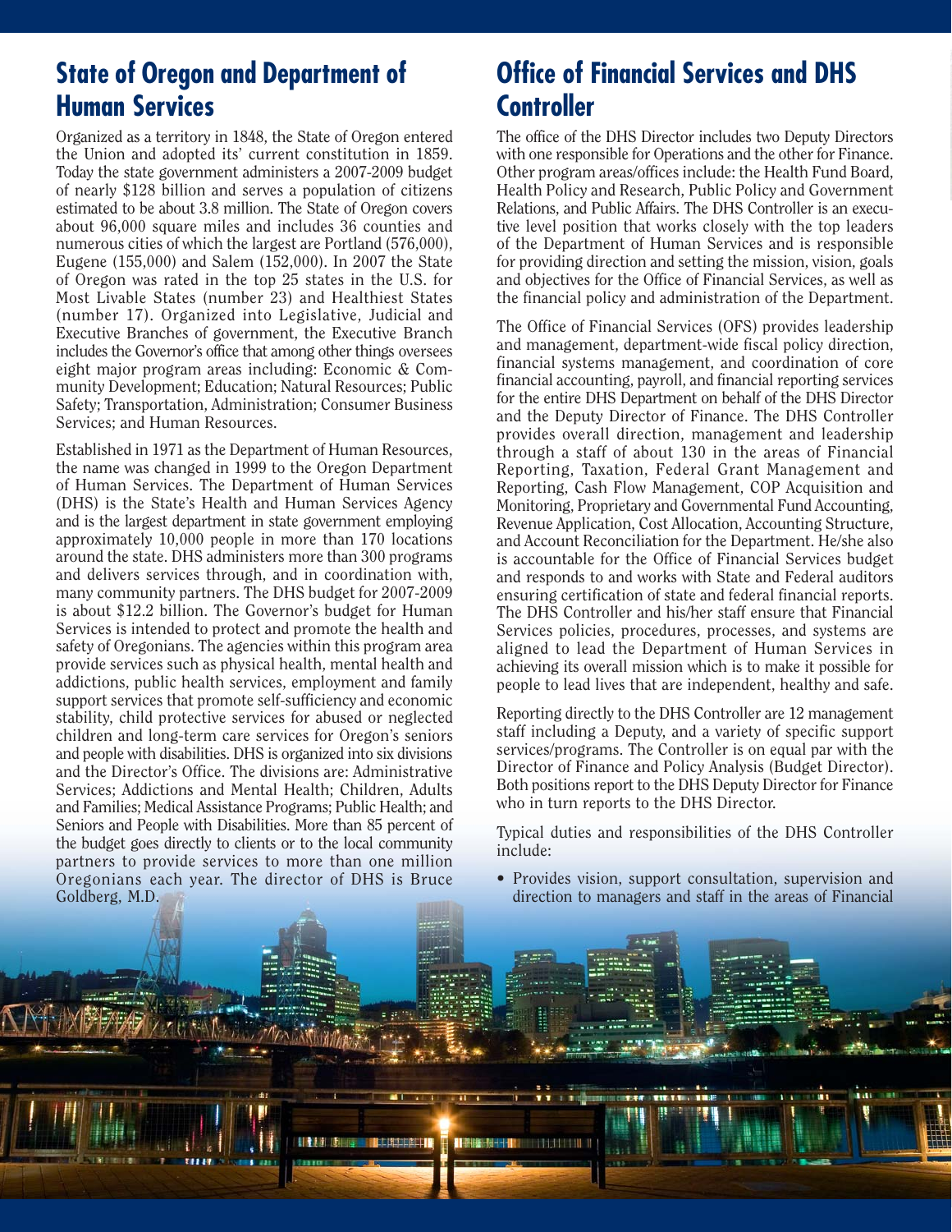## State of Oregon and Department of Human Services

Organized as a territory in 1848, the State of Oregon entered the Union and adopted its' current constitution in 1859. Today the state government administers a 2007-2009 budget of nearly $128 billion and serves a population of citizens estimated to be about 3.8 million. The State of Oregon covers about 96,000 square miles and includes 36 counties and numerous cities of which the largest are Portland (576,000), Eugene (155,000) and Salem (152,000). In 2007 the State of Oregon was rated in the top 25 states in the U.S. for Most Livable States (number 23) and Healthiest States (number 17). Organized into Legislative, Judicial and Executive Branches of government, the Executive Branch includes the Governor's office that among other things oversees eight major program areas including: Economic & Community Development; Education; Natural Resources; Public Safety; Transportation, Administration; Consumer Business Services; and Human Resources.

Established in 1971 as the Department of Human Resources, the name was changed in 1999 to the Oregon Department of Human Services. The Department of Human Services (DHS) is the State's Health and Human Services Agency and is the largest department in state government employing approximately 10,000 people in more than 170 locations around the state. DHS administers more than 300 programs and delivers services through, and in coordination with, many community partners. The DHS budget for 2007-2009 is about $12.2 billion. The Governor's budget for Human Services is intended to protect and promote the health and safety of Oregonians. The agencies within this program area provide services such as physical health, mental health and addictions, public health services, employment and family support services that promote self-sufficiency and economic stability, child protective services for abused or neglected children and long-term care services for Oregon's seniors and people with disabilities. DHS is organized into six divisions and the Director's Office. The divisions are: Administrative Services; Addictions and Mental Health; Children, Adults and Families; Medical Assistance Programs; Public Health; and Seniors and People with Disabilities. More than 85 percent of the budget goes directly to clients or to the local community partners to provide services to more than one million Oregonians each year. The director of DHS is Bruce Goldberg, M.D.

## Office of Financial Services and DHS Controller

The office of the DHS Director includes two Deputy Directors with one responsible for Operations and the other for Finance. Other program areas/offices include: the Health Fund Board, Health Policy and Research, Public Policy and Government Relations, and Public Affairs. The DHS Controller is an executive level position that works closely with the top leaders of the Department of Human Services and is responsible for providing direction and setting the mission, vision, goals and objectives for the Office of Financial Services, as well as the financial policy and administration of the Department.

The Office of Financial Services (OFS) provides leadership and management, department-wide fiscal policy direction, financial systems management, and coordination of core financial accounting, payroll, and financial reporting services for the entire DHS Department on behalf of the DHS Director and the Deputy Director of Finance. The DHS Controller provides overall direction, management and leadership through a staff of about 130 in the areas of Financial Reporting, Taxation, Federal Grant Management and Reporting, Cash Flow Management, COP Acquisition and Monitoring, Proprietary and Governmental Fund Accounting, Revenue Application, Cost Allocation, Accounting Structure, and Account Reconciliation for the Department. He/she also is accountable for the Office of Financial Services budget and responds to and works with State and Federal auditors ensuring certification of state and federal financial reports. The DHS Controller and his/her staff ensure that Financial Services policies, procedures, processes, and systems are aligned to lead the Department of Human Services in achieving its overall mission which is to make it possible for people to lead lives that are independent, healthy and safe.

Reporting directly to the DHS Controller are 12 management staff including a Deputy, and a variety of specific support services/programs. The Controller is on equal par with the Director of Finance and Policy Analysis (Budget Director). Both positions report to the DHS Deputy Director for Finance who in turn reports to the DHS Director.

Typical duties and responsibilities of the DHS Controller include:

- Provides vision, support consultation, supervision and direction to managers and staff in the areas of Financial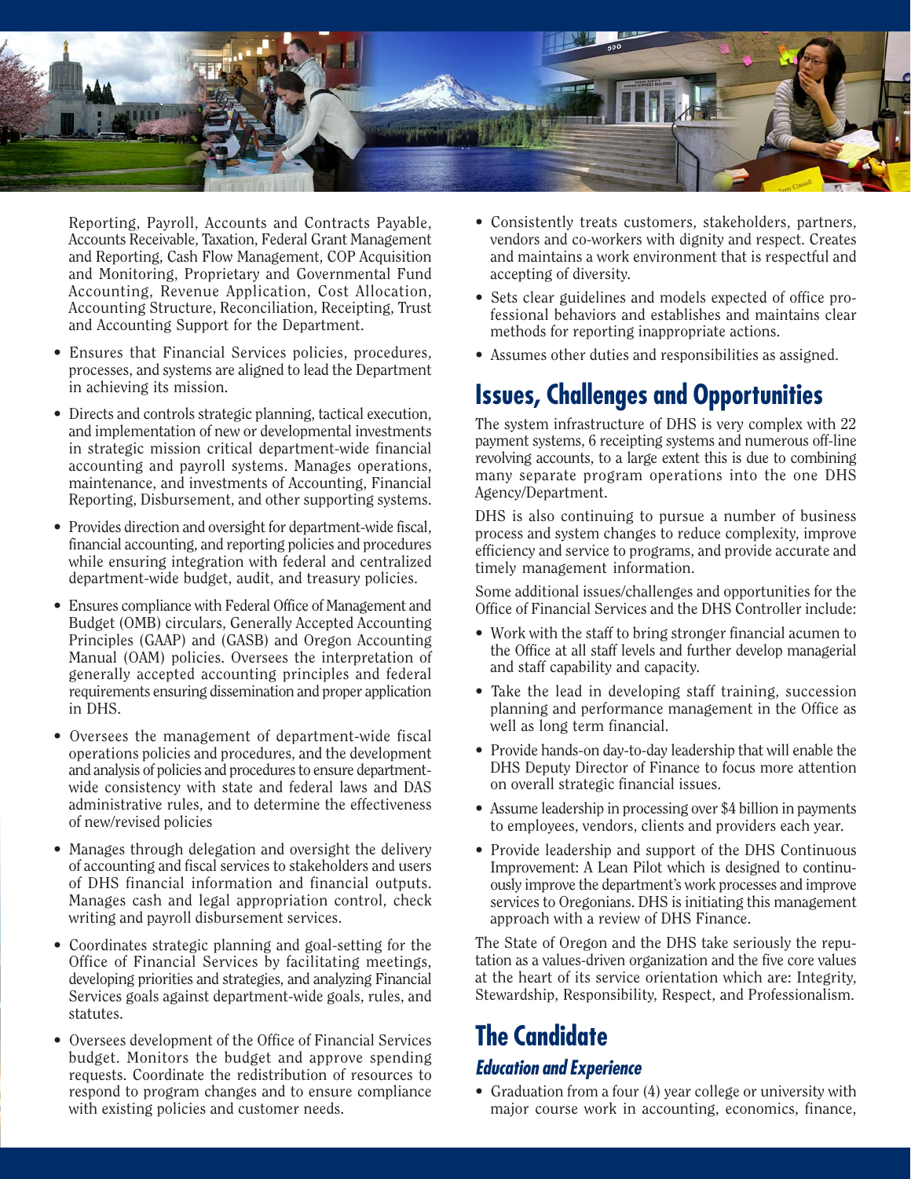Reporting, Payroll, Accounts and Contracts Payable, Accounts Receivable, Taxation, Federal Grant Management and Reporting, Cash Flow Management, COP Acquisition and Monitoring, Proprietary and Governmental Fund Accounting, Revenue Application, Cost Allocation, Accounting Structure, Reconciliation, Receipting, Trust and Accounting Support for the Department.

- Ensures that Financial Services policies, procedures, processes, and systems are aligned to lead the Department in achieving its mission.
- Directs and controls strategic planning, tactical execution, and implementation of new or developmental investments in strategic mission critical department-wide financial accounting and payroll systems. Manages operations, maintenance, and investments of Accounting, Financial Reporting, Disbursement, and other supporting systems.
- Provides direction and oversight for department-wide fiscal, financial accounting, and reporting policies and procedures while ensuring integration with federal and centralized department-wide budget, audit, and treasury policies.
- Ensures compliance with Federal Office of Management and Budget (OMB) circulars, Generally Accepted Accounting Principles (GAAP) and (GASB) and Oregon Accounting Manual (OAM) policies. Oversees the interpretation of generally accepted accounting principles and federal requirements ensuring dissemination and proper application in DHS.
- Oversees the management of department-wide fiscal operations policies and procedures, and the development and analysis of policies and procedures to ensure department-wide consistency with state and federal laws and DAS administrative rules, and to determine the effectiveness of new/revised policies
- Manages through delegation and oversight the delivery of accounting and fiscal services to stakeholders and users of DHS financial information and financial outputs. Manages cash and legal appropriation control, check writing and payroll disbursement services.
- Coordinates strategic planning and goal-setting for the Office of Financial Services by facilitating meetings, developing priorities and strategies, and analyzing Financial Services goals against department-wide goals, rules, and statutes.
- Oversees development of the Office of Financial Services budget. Monitors the budget and approve spending requests. Coordinate the redistribution of resources to respond to program changes and to ensure compliance with existing policies and customer needs.
- Consistently treats customers, stakeholders, partners, vendors and co-workers with dignity and respect. Creates and maintains a work environment that is respectful and accepting of diversity.
- Sets clear guidelines and models expected of office professional behaviors and establishes and maintains clear methods for reporting inappropriate actions.
- Assumes other duties and responsibilities as assigned.

## Issues, Challenges and Opportunities

The system infrastructure of DHS is very complex with 22 payment systems, 6 receipting systems and numerous off-line revolving accounts, to a large extent this is due to combining many separate program operations into the one DHS Agency/Department.

DHS is also continuing to pursue a number of business process and system changes to reduce complexity, improve efficiency and service to programs, and provide accurate and timely management information.

Some additional issues/challenges and opportunities for the Office of Financial Services and the DHS Controller include:

- Work with the staff to bring stronger financial acumen to the Office at all staff levels and further develop managerial and staff capability and capacity.
- Take the lead in developing staff training, succession planning and performance management in the Office as well as long term financial.
- Provide hands-on day-to-day leadership that will enable the DHS Deputy Director of Finance to focus more attention on overall strategic financial issues.
- Assume leadership in processing over $4 billion in payments to employees, vendors, clients and providers each year.
- Provide leadership and support of the DHS Continuous Improvement: A Lean Pilot which is designed to continuously improve the department's work processes and improve services to Oregonians. DHS is initiating this management approach with a review of DHS Finance.

The State of Oregon and the DHS take seriously the reputation as a values-driven organization and the five core values at the heart of its service orientation which are: Integrity, Stewardship, Responsibility, Respect, and Professionalism.

## The Candidate

### *Education and Experience*

- Graduation from a four (4) year college or university with major course work in accounting, economics, finance,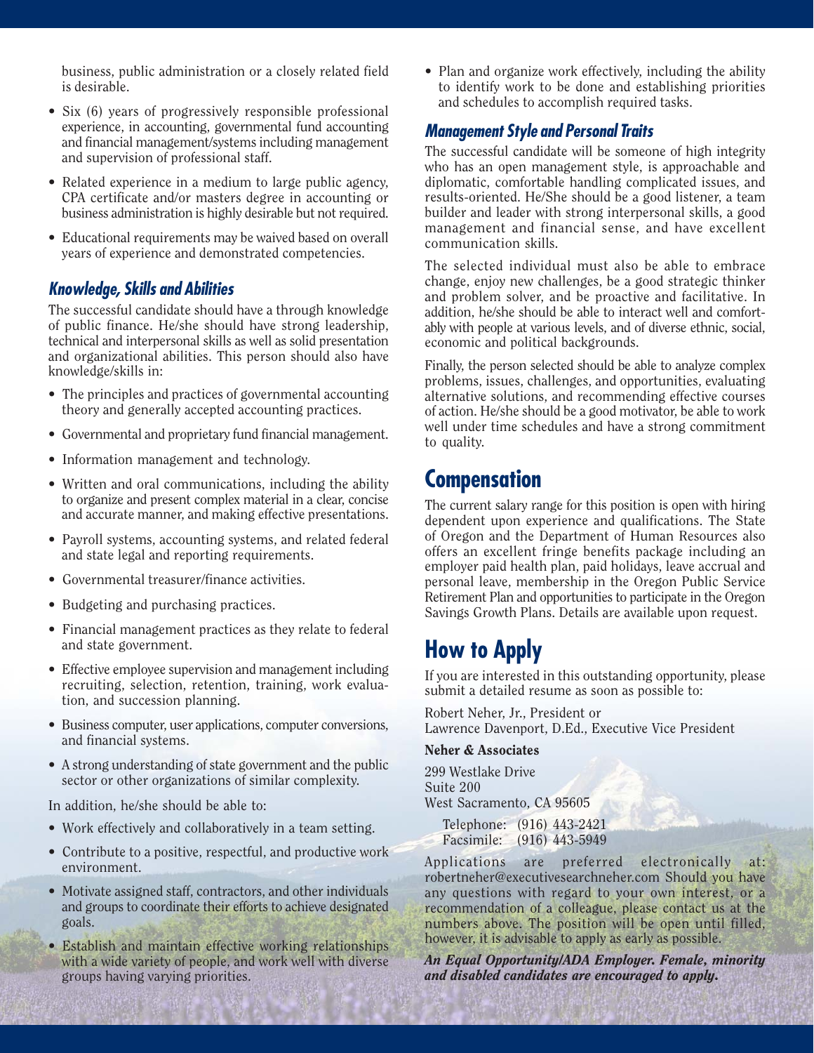business, public administration or a closely related field is desirable.

- Six (6) years of progressively responsible professional experience, in accounting, governmental fund accounting and financial management/systems including management and supervision of professional staff.
- Related experience in a medium to large public agency, CPA certificate and/or masters degree in accounting or business administration is highly desirable but not required.
- Educational requirements may be waived based on overall years of experience and demonstrated competencies.

### Knowledge, Skills and Abilities

The successful candidate should have a through knowledge of public finance. He/she should have strong leadership, technical and interpersonal skills as well as solid presentation and organizational abilities. This person should also have knowledge/skills in:

- The principles and practices of governmental accounting theory and generally accepted accounting practices.
- Governmental and proprietary fund financial management.
- Information management and technology.
- Written and oral communications, including the ability to organize and present complex material in a clear, concise and accurate manner, and making effective presentations.
- Payroll systems, accounting systems, and related federal and state legal and reporting requirements.
- Governmental treasurer/finance activities.
- Budgeting and purchasing practices.
- Financial management practices as they relate to federal and state government.
- Effective employee supervision and management including recruiting, selection, retention, training, work evaluation, and succession planning.
- Business computer, user applications, computer conversions, and financial systems.
- A strong understanding of state government and the public sector or other organizations of similar complexity.

In addition, he/she should be able to:

- Work effectively and collaboratively in a team setting.
- Contribute to a positive, respectful, and productive work environment.
- Motivate assigned staff, contractors, and other individuals and groups to coordinate their efforts to achieve designated goals.
- Establish and maintain effective working relationships with a wide variety of people, and work well with diverse groups having varying priorities.
- Plan and organize work effectively, including the ability to identify work to be done and establishing priorities and schedules to accomplish required tasks.

### Management Style and Personal Traits

The successful candidate will be someone of high integrity who has an open management style, is approachable and diplomatic, comfortable handling complicated issues, and results-oriented. He/She should be a good listener, a team builder and leader with strong interpersonal skills, a good management and financial sense, and have excellent communication skills.

The selected individual must also be able to embrace change, enjoy new challenges, be a good strategic thinker and problem solver, and be proactive and facilitative. In addition, he/she should be able to interact well and comfortably with people at various levels, and of diverse ethnic, social, economic and political backgrounds.

Finally, the person selected should be able to analyze complex problems, issues, challenges, and opportunities, evaluating alternative solutions, and recommending effective courses of action. He/she should be a good motivator, be able to work well under time schedules and have a strong commitment to quality.

## Compensation

The current salary range for this position is open with hiring dependent upon experience and qualifications. The State of Oregon and the Department of Human Resources also offers an excellent fringe benefits package including an employer paid health plan, paid holidays, leave accrual and personal leave, membership in the Oregon Public Service Retirement Plan and opportunities to participate in the Oregon Savings Growth Plans. Details are available upon request.

## How to Apply

If you are interested in this outstanding opportunity, please submit a detailed resume as soon as possible to:

Robert Neher, Jr., President or
Lawrence Davenport, D.Ed., Executive Vice President

**Neher & Associates**

299 Westlake Drive
Suite 200
West Sacramento, CA 95605

Telephone: (916) 443-2421
Facsimile: (916) 443-5949

Applications are preferred electronically at: robertneher@executivesearchneher.com Should you have any questions with regard to your own interest, or a recommendation of a colleague, please contact us at the numbers above. The position will be open until filled, however, it is advisable to apply as early as possible.

***An Equal Opportunity/ADA Employer. Female, minority and disabled candidates are encouraged to apply.***